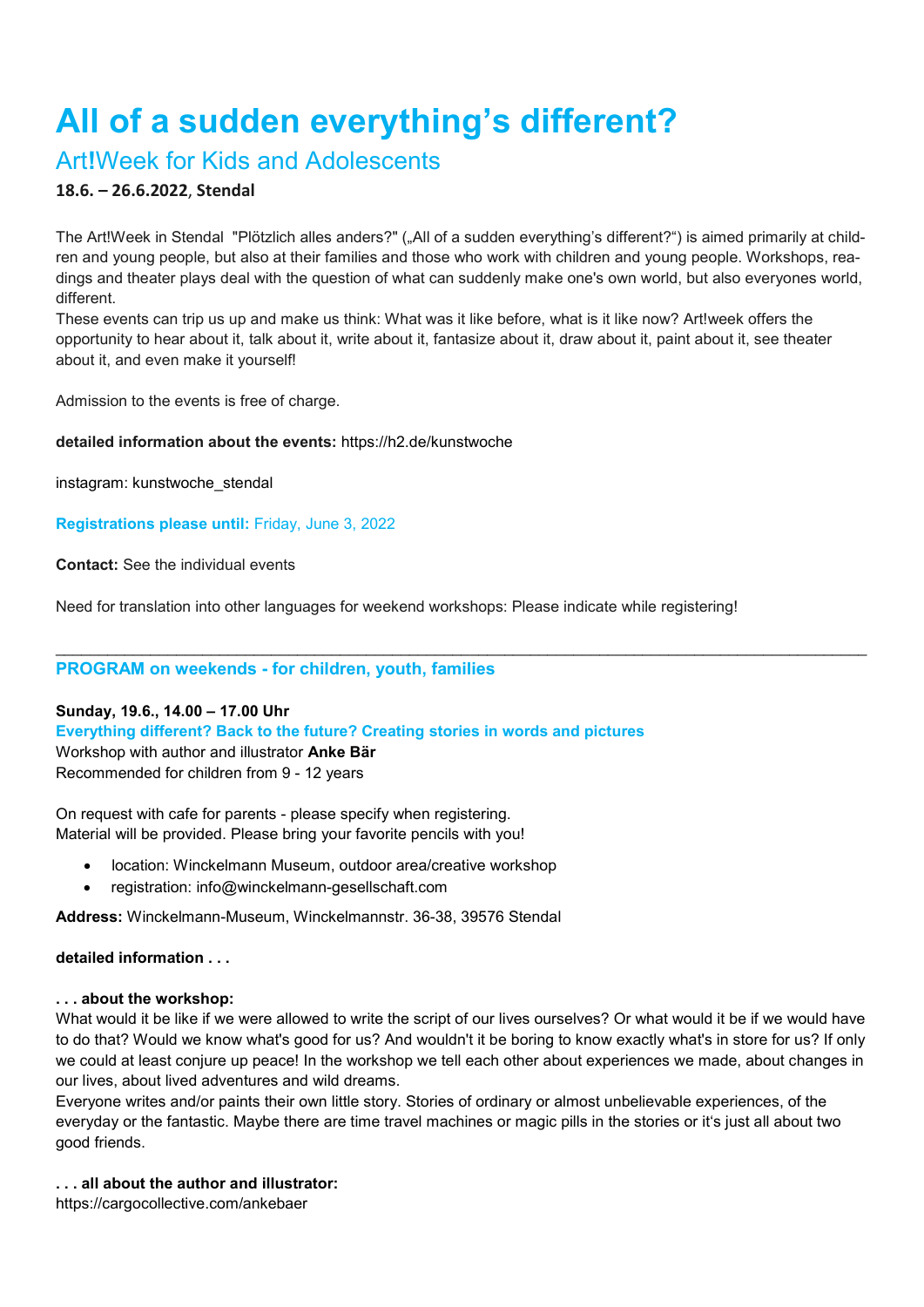# All of a sudden everything's different?

## Art!Week for Kids and Adolescents

**18.6. – 26.6.2022, Stendal**

The Art!Week in Stendal "Plötzlich alles anders?" („All of a sudden everything's different?") is aimed primarily at children and young people, but also at their families and those who work with children and young people. Workshops, readings and theater plays deal with the question of what can suddenly make one's own world, but also everyones world, different.
These events can trip us up and make us think: What was it like before, what is it like now? Art!week offers the opportunity to hear about it, talk about it, write about it, fantasize about it, draw about it, paint about it, see theater about it, and even make it yourself!

Admission to the events is free of charge.

**detailed information about the events:** https://h2.de/kunstwoche

instagram: kunstwoche_stendal

**Registrations please until:** Friday, June 3, 2022

**Contact:** See the individual events

Need for translation into other languages for weekend workshops: Please indicate while registering!

---

### PROGRAM on weekends - for children, youth, families

**Sunday, 19.6., 14.00 – 17.00 Uhr**
**Everything different? Back to the future? Creating stories in words and pictures**
Workshop with author and illustrator **Anke Bär**
Recommended for children from 9 - 12 years

On request with cafe for parents - please specify when registering.
Material will be provided. Please bring your favorite pencils with you!

- location: Winckelmann Museum, outdoor area/creative workshop
- registration: info@winckelmann-gesellschaft.com

**Address:** Winckelmann-Museum, Winckelmannstr. 36-38, 39576 Stendal

**detailed information . . .**

**. . . about the workshop:**
What would it be like if we were allowed to write the script of our lives ourselves? Or what would it be if we would have to do that? Would we know what's good for us? And wouldn't it be boring to know exactly what's in store for us? If only we could at least conjure up peace! In the workshop we tell each other about experiences we made, about changes in our lives, about lived adventures and wild dreams.
Everyone writes and/or paints their own little story. Stories of ordinary or almost unbelievable experiences, of the everyday or the fantastic. Maybe there are time travel machines or magic pills in the stories or it's just all about two good friends.

**. . . all about the author and illustrator:**
https://cargocollective.com/ankebaer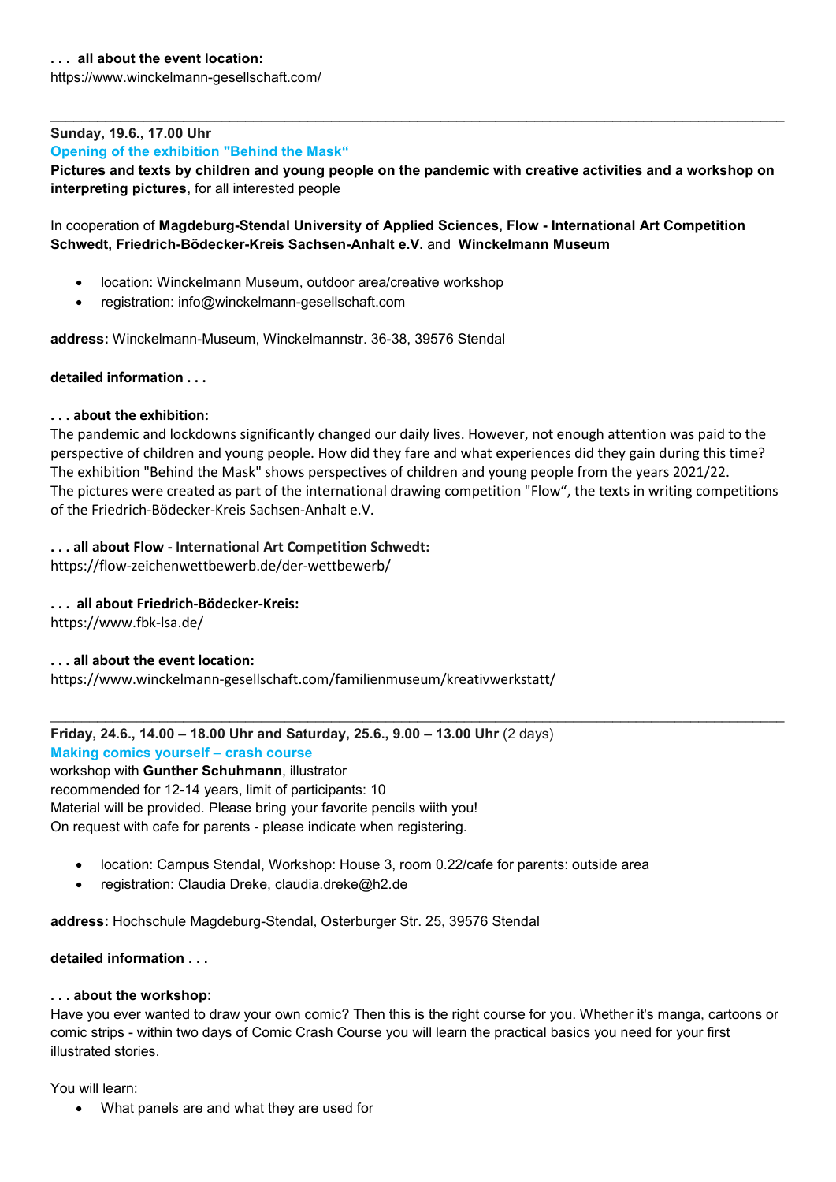**. . . all about the event location:**
https://www.winckelmann-gesellschaft.com/

---

**Sunday, 19.6., 17.00 Uhr**

**Opening of the exhibition "Behind the Mask“**

**Pictures and texts by children and young people on the pandemic with creative activities and a workshop on interpreting pictures**, for all interested people

In cooperation of **Magdeburg-Stendal University of Applied Sciences, Flow - International Art Competition Schwedt, Friedrich-Bödecker-Kreis Sachsen-Anhalt e.V.** and **Winckelmann Museum**

- location: Winckelmann Museum, outdoor area/creative workshop
- registration: info@winckelmann-gesellschaft.com

**address:** Winckelmann-Museum, Winckelmannstr. 36-38, 39576 Stendal

**detailed information . . .**

**. . . about the exhibition:**
The pandemic and lockdowns significantly changed our daily lives. However, not enough attention was paid to the perspective of children and young people. How did they fare and what experiences did they gain during this time? The exhibition "Behind the Mask" shows perspectives of children and young people from the years 2021/22. The pictures were created as part of the international drawing competition "Flow“, the texts in writing competitions of the Friedrich-Bödecker-Kreis Sachsen-Anhalt e.V.

**. . . all about Flow - International Art Competition Schwedt:**
https://flow-zeichenwettbewerb.de/der-wettbewerb/

**. . . all about Friedrich-Bödecker-Kreis:**
https://www.fbk-lsa.de/

**. . . all about the event location:**
https://www.winckelmann-gesellschaft.com/familienmuseum/kreativwerkstatt/

---

**Friday, 24.6., 14.00 – 18.00 Uhr and Saturday, 25.6., 9.00 – 13.00 Uhr** (2 days)

**Making comics yourself – crash course**

workshop with **Gunther Schuhmann**, illustrator
recommended for 12-14 years, limit of participants: 10
Material will be provided. Please bring your favorite pencils wiith you!
On request with cafe for parents - please indicate when registering.

- location: Campus Stendal, Workshop: House 3, room 0.22/cafe for parents: outside area
- registration: Claudia Dreke, claudia.dreke@h2.de

**address:** Hochschule Magdeburg-Stendal, Osterburger Str. 25, 39576 Stendal

**detailed information . . .**

**. . . about the workshop:**
Have you ever wanted to draw your own comic? Then this is the right course for you. Whether it's manga, cartoons or comic strips - within two days of Comic Crash Course you will learn the practical basics you need for your first illustrated stories.

You will learn:

- What panels are and what they are used for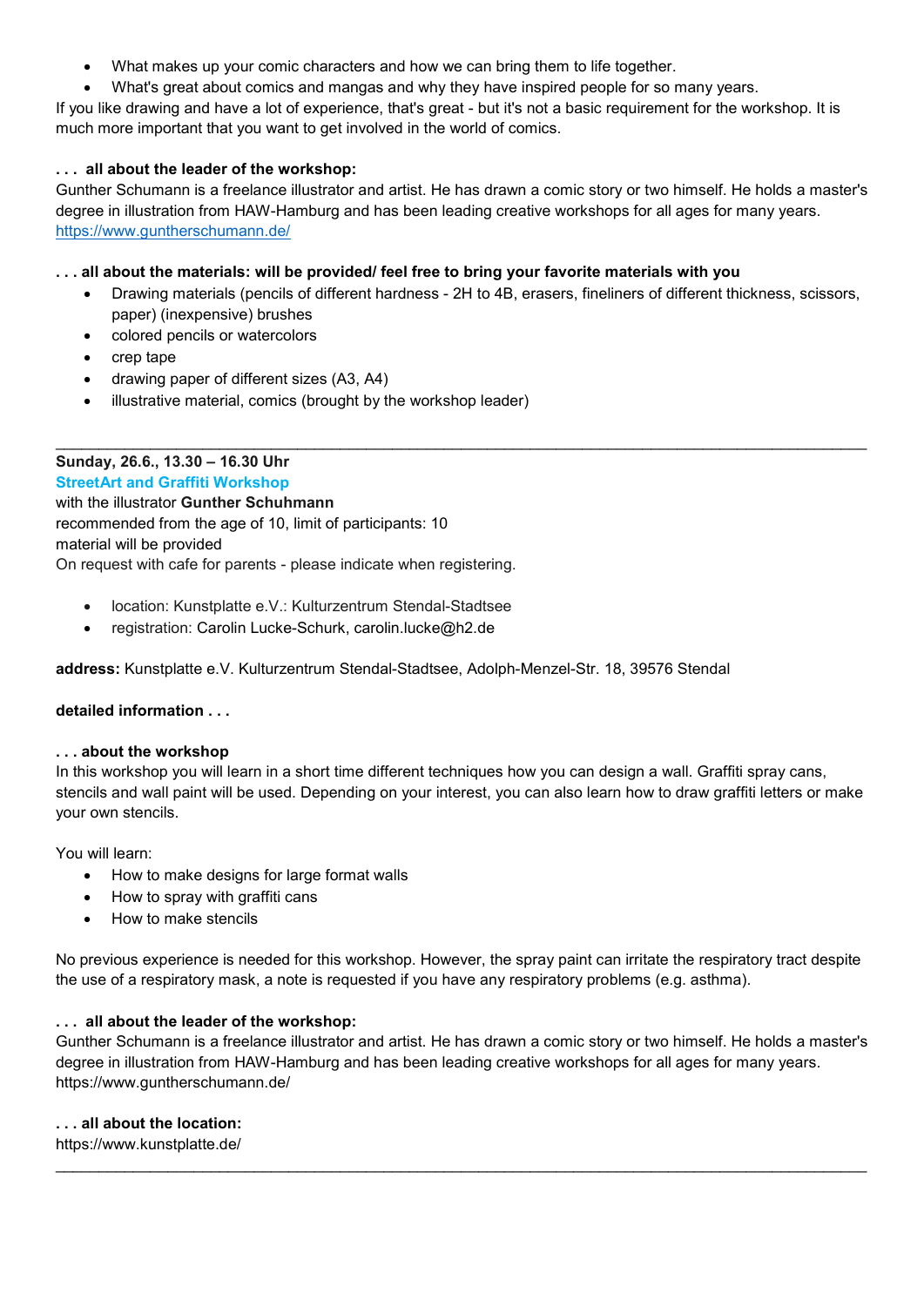- What makes up your comic characters and how we can bring them to life together.
- What's great about comics and mangas and why they have inspired people for so many years.

If you like drawing and have a lot of experience, that's great - but it's not a basic requirement for the workshop. It is much more important that you want to get involved in the world of comics.

**. . . all about the leader of the workshop:**

Gunther Schumann is a freelance illustrator and artist. He has drawn a comic story or two himself. He holds a master's degree in illustration from HAW-Hamburg and has been leading creative workshops for all ages for many years.
https://www.guntherschumann.de/

**. . . all about the materials: will be provided/ feel free to bring your favorite materials with you**

- Drawing materials (pencils of different hardness - 2H to 4B, erasers, fineliners of different thickness, scissors, paper) (inexpensive) brushes
- colored pencils or watercolors
- crep tape
- drawing paper of different sizes (A3, A4)
- illustrative material, comics (brought by the workshop leader)

---

**Sunday, 26.6., 13.30 – 16.30 Uhr**

**StreetArt and Graffiti Workshop**

with the illustrator **Gunther Schuhmann**
recommended from the age of 10, limit of participants: 10
material will be provided
On request with cafe for parents - please indicate when registering.

- location: Kunstplatte e.V.: Kulturzentrum Stendal-Stadtsee
- registration: Carolin Lucke-Schurk, carolin.lucke@h2.de

**address:** Kunstplatte e.V. Kulturzentrum Stendal-Stadtsee, Adolph-Menzel-Str. 18, 39576 Stendal

**detailed information . . .**

**. . . about the workshop**

In this workshop you will learn in a short time different techniques how you can design a wall. Graffiti spray cans, stencils and wall paint will be used. Depending on your interest, you can also learn how to draw graffiti letters or make your own stencils.

You will learn:

- How to make designs for large format walls
- How to spray with graffiti cans
- How to make stencils

No previous experience is needed for this workshop. However, the spray paint can irritate the respiratory tract despite the use of a respiratory mask, a note is requested if you have any respiratory problems (e.g. asthma).

**. . . all about the leader of the workshop:**

Gunther Schumann is a freelance illustrator and artist. He has drawn a comic story or two himself. He holds a master's degree in illustration from HAW-Hamburg and has been leading creative workshops for all ages for many years.
https://www.guntherschumann.de/

**. . . all about the location:**

https://www.kunstplatte.de/

---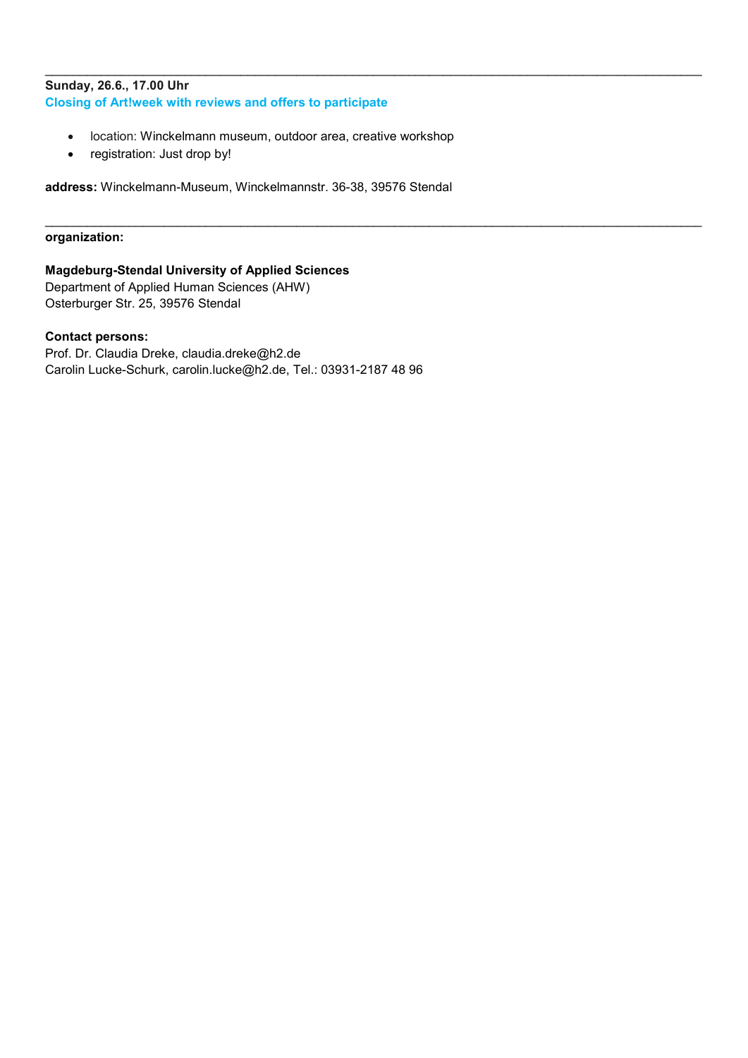---

**Sunday, 26.6., 17.00 Uhr**

**Closing of Art!week with reviews and offers to participate**

- location: Winckelmann museum, outdoor area, creative workshop
- registration: Just drop by!

**address:** Winckelmann-Museum, Winckelmannstr. 36-38, 39576 Stendal

---

**organization:**

**Magdeburg-Stendal University of Applied Sciences**
Department of Applied Human Sciences (AHW)
Osterburger Str. 25, 39576 Stendal

**Contact persons:**
Prof. Dr. Claudia Dreke, claudia.dreke@h2.de
Carolin Lucke-Schurk, carolin.lucke@h2.de, Tel.: 03931-2187 48 96